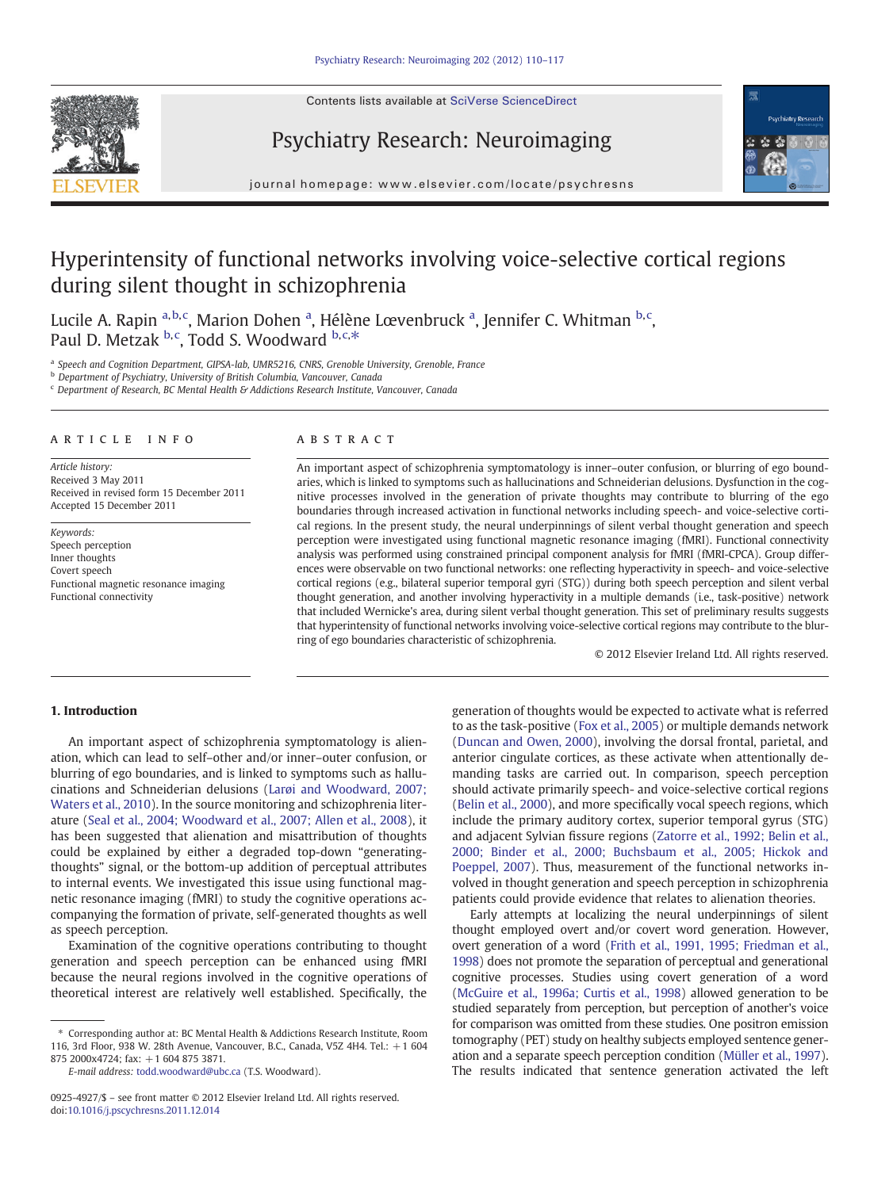# Hyperintensity of functional networks involving voice-selective cortical regions during silent thought in schizophrenia

Lucile A. Rapin [a,b,c], Marion Dohen [a], Hélène Lœvenbruck [a], Jennifer C. Whitman [b,c], Paul D. Metzak [b,c], Todd S. Woodward [b,c,*]

[a] Speech and Cognition Department, GIPSA-lab, UMR5216, CNRS, Grenoble University, Grenoble, France
[b] Department of Psychiatry, University of British Columbia, Vancouver, Canada
[c] Department of Research, BC Mental Health & Addictions Research Institute, Vancouver, Canada

## ARTICLE INFO

*Article history:*
Received 3 May 2011
Received in revised form 15 December 2011
Accepted 15 December 2011

*Keywords:*
Speech perception
Inner thoughts
Covert speech
Functional magnetic resonance imaging
Functional connectivity

## ABSTRACT

An important aspect of schizophrenia symptomatology is inner–outer confusion, or blurring of ego boundaries, which is linked to symptoms such as hallucinations and Schneiderian delusions. Dysfunction in the cognitive processes involved in the generation of private thoughts may contribute to blurring of the ego boundaries through increased activation in functional networks including speech- and voice-selective cortical regions. In the present study, the neural underpinnings of silent verbal thought generation and speech perception were investigated using functional magnetic resonance imaging (fMRI). Functional connectivity analysis was performed using constrained principal component analysis for fMRI (fMRI-CPCA). Group differences were observable on two functional networks: one reflecting hyperactivity in speech- and voice-selective cortical regions (e.g., bilateral superior temporal gyri (STG)) during both speech perception and silent verbal thought generation, and another involving hyperactivity in a multiple demands (i.e., task-positive) network that included Wernicke's area, during silent verbal thought generation. This set of preliminary results suggests that hyperintensity of functional networks involving voice-selective cortical regions may contribute to the blurring of ego boundaries characteristic of schizophrenia.

© 2012 Elsevier Ireland Ltd. All rights reserved.

## 1. Introduction

An important aspect of schizophrenia symptomatology is alienation, which can lead to self–other and/or inner–outer confusion, or blurring of ego boundaries, and is linked to symptoms such as hallucinations and Schneiderian delusions (Larøi and Woodward, 2007; Waters et al., 2010). In the source monitoring and schizophrenia literature (Seal et al., 2004; Woodward et al., 2007; Allen et al., 2008), it has been suggested that alienation and misattribution of thoughts could be explained by either a degraded top-down "generating-thoughts" signal, or the bottom-up addition of perceptual attributes to internal events. We investigated this issue using functional magnetic resonance imaging (fMRI) to study the cognitive operations accompanying the formation of private, self-generated thoughts as well as speech perception.

Examination of the cognitive operations contributing to thought generation and speech perception can be enhanced using fMRI because the neural regions involved in the cognitive operations of theoretical interest are relatively well established. Specifically, the generation of thoughts would be expected to activate what is referred to as the task-positive (Fox et al., 2005) or multiple demands network (Duncan and Owen, 2000), involving the dorsal frontal, parietal, and anterior cingulate cortices, as these activate when attentionally demanding tasks are carried out. In comparison, speech perception should activate primarily speech- and voice-selective cortical regions (Belin et al., 2000), and more specifically vocal speech regions, which include the primary auditory cortex, superior temporal gyrus (STG) and adjacent Sylvian fissure regions (Zatorre et al., 1992; Belin et al., 2000; Binder et al., 2000; Buchsbaum et al., 2005; Hickok and Poeppel, 2007). Thus, measurement of the functional networks involved in thought generation and speech perception in schizophrenia patients could provide evidence that relates to alienation theories.

Early attempts at localizing the neural underpinnings of silent thought employed overt and/or covert word generation. However, overt generation of a word (Frith et al., 1991, 1995; Friedman et al., 1998) does not promote the separation of perceptual and generational cognitive processes. Studies using covert generation of a word (McGuire et al., 1996a; Curtis et al., 1998) allowed generation to be studied separately from perception, but perception of another's voice for comparison was omitted from these studies. One positron emission tomography (PET) study on healthy subjects employed sentence generation and a separate speech perception condition (Müller et al., 1997). The results indicated that sentence generation activated the left

* Corresponding author at: BC Mental Health & Addictions Research Institute, Room 116, 3rd Floor, 938 W. 28th Avenue, Vancouver, B.C., Canada, V5Z 4H4. Tel.: +1 604 875 2000x4724; fax: +1 604 875 3871.
E-mail address: todd.woodward@ubc.ca (T.S. Woodward).

0925-4927/$ – see front matter © 2012 Elsevier Ireland Ltd. All rights reserved.
doi:10.1016/j.pscychresns.2011.12.014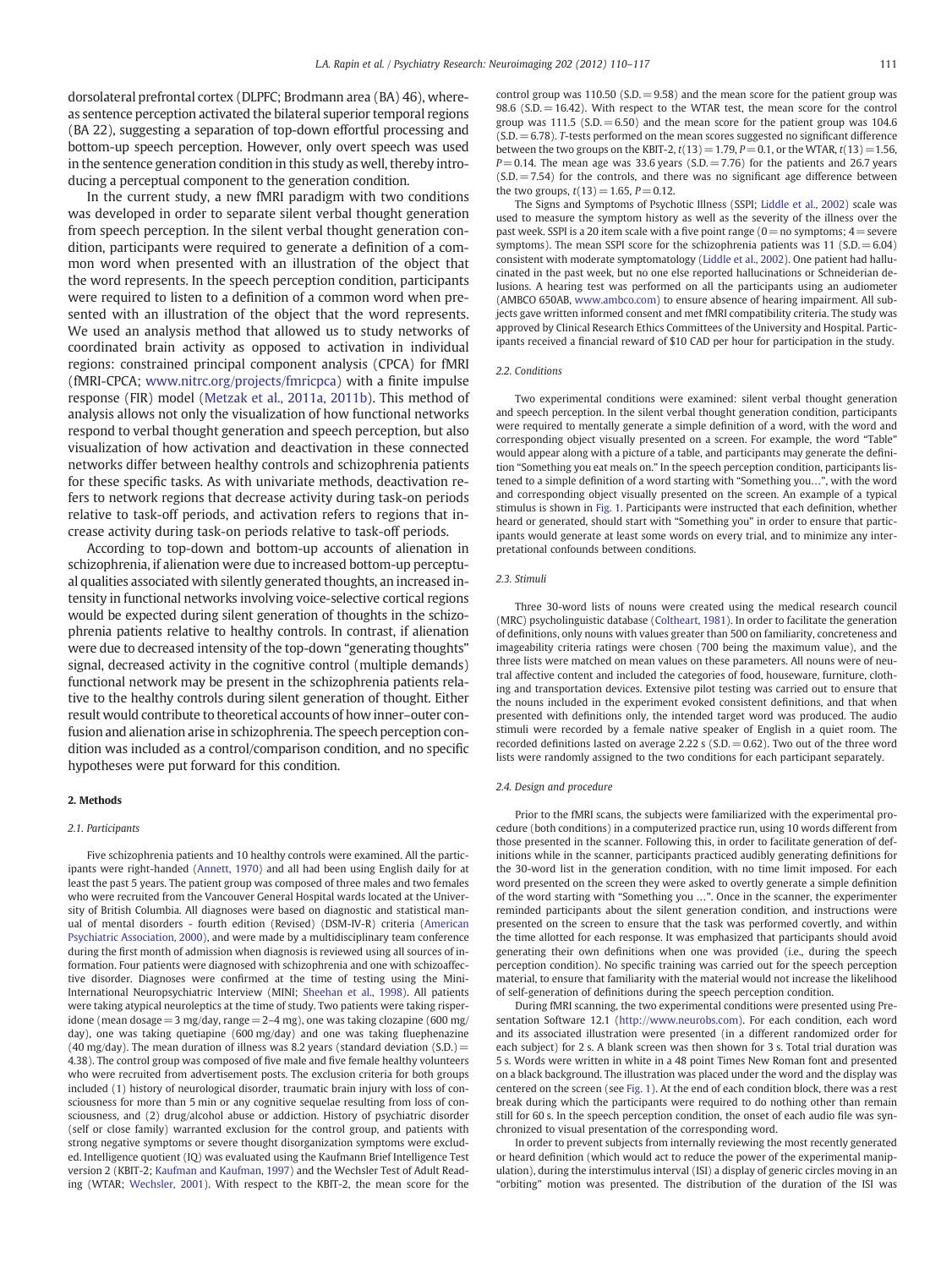dorsolateral prefrontal cortex (DLPFC; Brodmann area (BA) 46), whereas sentence perception activated the bilateral superior temporal regions (BA 22), suggesting a separation of top-down effortful processing and bottom-up speech perception. However, only overt speech was used in the sentence generation condition in this study as well, thereby introducing a perceptual component to the generation condition.

In the current study, a new fMRI paradigm with two conditions was developed in order to separate silent verbal thought generation from speech perception. In the silent verbal thought generation condition, participants were required to generate a definition of a common word when presented with an illustration of the object that the word represents. In the speech perception condition, participants were required to listen to a definition of a common word when presented with an illustration of the object that the word represents. We used an analysis method that allowed us to study networks of coordinated brain activity as opposed to activation in individual regions: constrained principal component analysis (CPCA) for fMRI (fMRI-CPCA; www.nitrc.org/projects/fmricpca) with a finite impulse response (FIR) model (Metzak et al., 2011a, 2011b). This method of analysis allows not only the visualization of how functional networks respond to verbal thought generation and speech perception, but also visualization of how activation and deactivation in these connected networks differ between healthy controls and schizophrenia patients for these specific tasks. As with univariate methods, deactivation refers to network regions that decrease activity during task-on periods relative to task-off periods, and activation refers to regions that increase activity during task-on periods relative to task-off periods.

According to top-down and bottom-up accounts of alienation in schizophrenia, if alienation were due to increased bottom-up perceptual qualities associated with silently generated thoughts, an increased intensity in functional networks involving voice-selective cortical regions would be expected during silent generation of thoughts in the schizophrenia patients relative to healthy controls. In contrast, if alienation were due to decreased intensity of the top-down "generating thoughts" signal, decreased activity in the cognitive control (multiple demands) functional network may be present in the schizophrenia patients relative to the healthy controls during silent generation of thought. Either result would contribute to theoretical accounts of how inner–outer confusion and alienation arise in schizophrenia. The speech perception condition was included as a control/comparison condition, and no specific hypotheses were put forward for this condition.

## 2. Methods

### 2.1. Participants

Five schizophrenia patients and 10 healthy controls were examined. All the participants were right-handed (Annett, 1970) and all had been using English daily for at least the past 5 years. The patient group was composed of three males and two females who were recruited from the Vancouver General Hospital wards located at the University of British Columbia. All diagnoses were based on diagnostic and statistical manual of mental disorders - fourth edition (Revised) (DSM-IV-R) criteria (American Psychiatric Association, 2000), and were made by a multidisciplinary team conference during the first month of admission when diagnosis is reviewed using all sources of information. Four patients were diagnosed with schizophrenia and one with schizoaffective disorder. Diagnoses were confirmed at the time of testing using the Mini-International Neuropsychiatric Interview (MINI; Sheehan et al., 1998). All patients were taking atypical neuroleptics at the time of study. Two patients were taking risperidone (mean dosage = 3 mg/day, range = 2–4 mg), one was taking clozapine (600 mg/day), one was taking quetiapine (600 mg/day) and one was taking fluephenazine (40 mg/day). The mean duration of illness was 8.2 years (standard deviation (S.D.) = 4.38). The control group was composed of five male and five female healthy volunteers who were recruited from advertisement posts. The exclusion criteria for both groups included (1) history of neurological disorder, traumatic brain injury with loss of consciousness for more than 5 min or any cognitive sequelae resulting from loss of consciousness, and (2) drug/alcohol abuse or addiction. History of psychiatric disorder (self or close family) warranted exclusion for the control group, and patients with strong negative symptoms or severe thought disorganization symptoms were excluded. Intelligence quotient (IQ) was evaluated using the Kaufmann Brief Intelligence Test version 2 (KBIT-2; Kaufman and Kaufman, 1997) and the Wechsler Test of Adult Reading (WTAR; Wechsler, 2001). With respect to the KBIT-2, the mean score for the control group was 110.50 (S.D. = 9.58) and the mean score for the patient group was 98.6 (S.D. = 16.42). With respect to the WTAR test, the mean score for the control group was 111.5 (S.D. = 6.50) and the mean score for the patient group was 104.6 (S.D. = 6.78). *T*-tests performed on the mean scores suggested no significant difference between the two groups on the KBIT-2, $t(13) = 1.79$, $P = 0.1$, or the WTAR, $t(13) = 1.56$, $P = 0.14$. The mean age was 33.6 years (S.D. = 7.76) for the patients and 26.7 years (S.D. = 7.54) for the controls, and there was no significant age difference between the two groups, $t(13) = 1.65$, $P = 0.12$.

The Signs and Symptoms of Psychotic Illness (SSPI; Liddle et al., 2002) scale was used to measure the symptom history as well as the severity of the illness over the past week. SSPI is a 20 item scale with a five point range (0 = no symptoms; 4 = severe symptoms). The mean SSPI score for the schizophrenia patients was 11 (S.D. = 6.04) consistent with moderate symptomatology (Liddle et al., 2002). One patient had hallucinated in the past week, but no one else reported hallucinations or Schneiderian delusions. A hearing test was performed on all the participants using an audiometer (AMBCO 650AB, www.ambco.com) to ensure absence of hearing impairment. All subjects gave written informed consent and met fMRI compatibility criteria. The study was approved by Clinical Research Ethics Committees of the University and Hospital. Participants received a financial reward of $10 CAD per hour for participation in the study.

### 2.2. Conditions

Two experimental conditions were examined: silent verbal thought generation and speech perception. In the silent verbal thought generation condition, participants were required to mentally generate a simple definition of a word, with the word and corresponding object visually presented on a screen. For example, the word "Table" would appear along with a picture of a table, and participants may generate the definition "Something you eat meals on." In the speech perception condition, participants listened to a simple definition of a word starting with "Something you…", with the word and corresponding object visually presented on the screen. An example of a typical stimulus is shown in Fig. 1. Participants were instructed that each definition, whether heard or generated, should start with "Something you" in order to ensure that participants would generate at least some words on every trial, and to minimize any interpretational confounds between conditions.

### 2.3. Stimuli

Three 30-word lists of nouns were created using the medical research council (MRC) psycholinguistic database (Coltheart, 1981). In order to facilitate the generation of definitions, only nouns with values greater than 500 on familiarity, concreteness and imageability criteria ratings were chosen (700 being the maximum value), and the three lists were matched on mean values on these parameters. All nouns were of neutral affective content and included the categories of food, houseware, furniture, clothing and transportation devices. Extensive pilot testing was carried out to ensure that the nouns included in the experiment evoked consistent definitions, and that when presented with definitions only, the intended target word was produced. The audio stimuli were recorded by a female native speaker of English in a quiet room. The recorded definitions lasted on average 2.22 s (S.D. = 0.62). Two out of the three word lists were randomly assigned to the two conditions for each participant separately.

### 2.4. Design and procedure

Prior to the fMRI scans, the subjects were familiarized with the experimental procedure (both conditions) in a computerized practice run, using 10 words different from those presented in the scanner. Following this, in order to facilitate generation of definitions while in the scanner, participants practiced audibly generating definitions for the 30-word list in the generation condition, with no time limit imposed. For each word presented on the screen they were asked to overtly generate a simple definition of the word starting with "Something you …". Once in the scanner, the experimenter reminded participants about the silent generation condition, and instructions were presented on the screen to ensure that the task was performed covertly, and within the time allotted for each response. It was emphasized that participants should avoid generating their own definitions when one was provided (i.e., during the speech perception condition). No specific training was carried out for the speech perception material, to ensure that familiarity with the material would not increase the likelihood of self-generation of definitions during the speech perception condition.

During fMRI scanning, the two experimental conditions were presented using Presentation Software 12.1 (http://www.neurobs.com). For each condition, each word and its associated illustration were presented (in a different randomized order for each subject) for 2 s. A blank screen was then shown for 3 s. Total trial duration was 5 s. Words were written in white in a 48 point Times New Roman font and presented on a black background. The illustration was placed under the word and the display was centered on the screen (see Fig. 1). At the end of each condition block, there was a rest break during which the participants were required to do nothing other than remain still for 60 s. In the speech perception condition, the onset of each audio file was synchronized to visual presentation of the corresponding word.

In order to prevent subjects from internally reviewing the most recently generated or heard definition (which would act to reduce the power of the experimental manipulation), during the interstimulus interval (ISI) a display of generic circles moving in an "orbiting" motion was presented. The distribution of the duration of the ISI was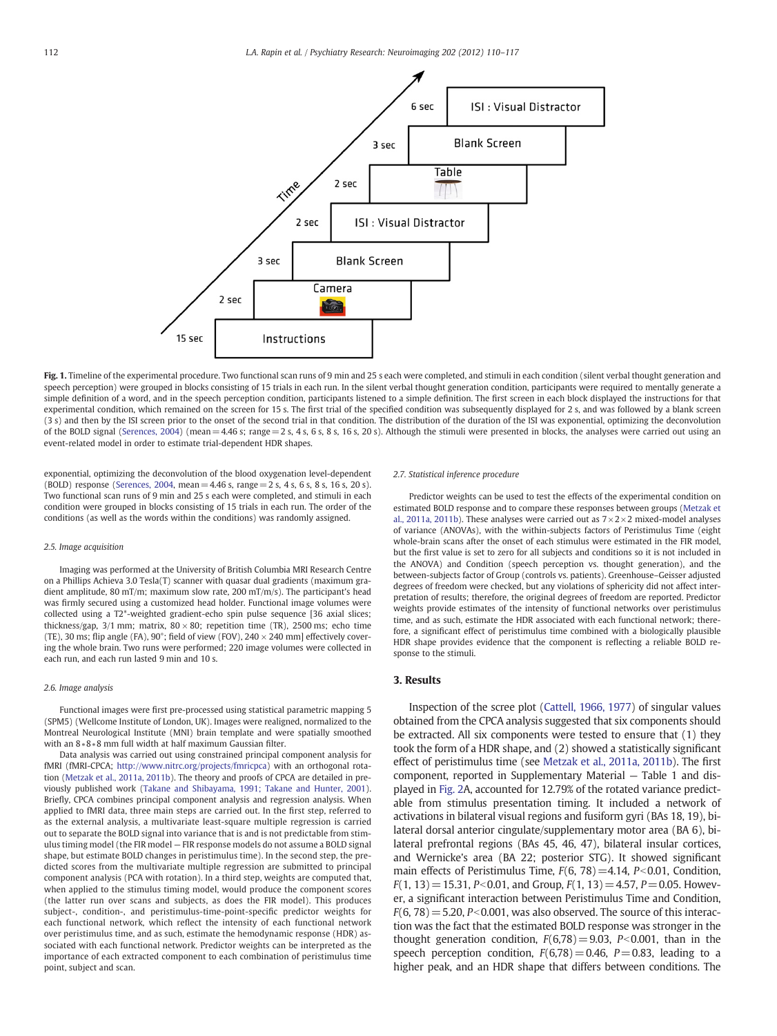**Fig. 1.** Timeline of the experimental procedure. Two functional scan runs of 9 min and 25 s each were completed, and stimuli in each condition (silent verbal thought generation and speech perception) were grouped in blocks consisting of 15 trials in each run. In the silent verbal thought generation condition, participants were required to mentally generate a simple definition of a word, and in the speech perception condition, participants listened to a simple definition. The first screen in each block displayed the instructions for that experimental condition, which remained on the screen for 15 s. The first trial of the specified condition was subsequently displayed for 2 s, and was followed by a blank screen (3 s) and then by the ISI screen prior to the onset of the second trial in that condition. The distribution of the duration of the ISI was exponential, optimizing the deconvolution of the BOLD signal (Serences, 2004) (mean = 4.46 s; range = 2 s, 4 s, 6 s, 8 s, 16 s, 20 s). Although the stimuli were presented in blocks, the analyses were carried out using an event-related model in order to estimate trial-dependent HDR shapes.

exponential, optimizing the deconvolution of the blood oxygenation level-dependent (BOLD) response (Serences, 2004, mean = 4.46 s, range = 2 s, 4 s, 6 s, 8 s, 16 s, 20 s). Two functional scan runs of 9 min and 25 s each were completed, and stimuli in each condition were grouped in blocks consisting of 15 trials in each run. The order of the conditions (as well as the words within the conditions) was randomly assigned.

### 2.5. Image acquisition

Imaging was performed at the University of British Columbia MRI Research Centre on a Phillips Achieva 3.0 Tesla(T) scanner with quasar dual gradients (maximum gradient amplitude, 80 mT/m; maximum slow rate, 200 mT/m/s). The participant's head was firmly secured using a customized head holder. Functional image volumes were collected using a T2*-weighted gradient-echo spin pulse sequence [36 axial slices; thickness/gap, 3/1 mm; matrix, 80 × 80; repetition time (TR), 2500 ms; echo time (TE), 30 ms; flip angle (FA), 90°; field of view (FOV), 240 × 240 mm] effectively covering the whole brain. Two runs were performed; 220 image volumes were collected in each run, and each run lasted 9 min and 10 s.

### 2.6. Image analysis

Functional images were first pre-processed using statistical parametric mapping 5 (SPM5) (Wellcome Institute of London, UK). Images were realigned, normalized to the Montreal Neurological Institute (MNI) brain template and were spatially smoothed with an 8*8*8 mm full width at half maximum Gaussian filter.

Data analysis was carried out using constrained principal component analysis for fMRI (fMRI-CPCA; http://www.nitrc.org/projects/fmricpca) with an orthogonal rotation (Metzak et al., 2011a, 2011b). The theory and proofs of CPCA are detailed in previously published work (Takane and Shibayama, 1991; Takane and Hunter, 2001). Briefly, CPCA combines principal component analysis and regression analysis. When applied to fMRI data, three main steps are carried out. In the first step, referred to as the external analysis, a multivariate least-square multiple regression is carried out to separate the BOLD signal into variance that is and is not predictable from stimulus timing model (the FIR model — FIR response models do not assume a BOLD signal shape, but estimate BOLD changes in peristimulus time). In the second step, the predicted scores from the multivariate multiple regression are submitted to principal component analysis (PCA with rotation). In a third step, weights are computed that, when applied to the stimulus timing model, would produce the component scores (the latter run over scans and subjects, as does the FIR model). This produces subject-, condition-, and peristimulus-time-point-specific predictor weights for each functional network, which reflect the intensity of each functional network over peristimulus time, and as such, estimate the hemodynamic response (HDR) associated with each functional network. Predictor weights can be interpreted as the importance of each extracted component to each combination of peristimulus time point, subject and scan.

### 2.7. Statistical inference procedure

Predictor weights can be used to test the effects of the experimental condition on estimated BOLD response and to compare these responses between groups (Metzak et al., 2011a, 2011b). These analyses were carried out as 7×2×2 mixed-model analyses of variance (ANOVAs), with the within-subjects factors of Peristimulus Time (eight whole-brain scans after the onset of each stimulus were estimated in the FIR model, but the first value is set to zero for all subjects and conditions so it is not included in the ANOVA) and Condition (speech perception vs. thought generation), and the between-subjects factor of Group (controls vs. patients). Greenhouse–Geisser adjusted degrees of freedom were checked, but any violations of sphericity did not affect interpretation of results; therefore, the original degrees of freedom are reported. Predictor weights provide estimates of the intensity of functional networks over peristimulus time, and as such, estimate the HDR associated with each functional network; therefore, a significant effect of peristimulus time combined with a biologically plausible HDR shape provides evidence that the component is reflecting a reliable BOLD response to the stimuli.

## 3. Results

Inspection of the scree plot (Cattell, 1966, 1977) of singular values obtained from the CPCA analysis suggested that six components should be extracted. All six components were tested to ensure that (1) they took the form of a HDR shape, and (2) showed a statistically significant effect of peristimulus time (see Metzak et al., 2011a, 2011b). The first component, reported in Supplementary Material — Table 1 and displayed in Fig. 2A, accounted for 12.79% of the rotated variance predictable from stimulus presentation timing. It included a network of activations in bilateral visual regions and fusiform gyri (BAs 18, 19), bilateral dorsal anterior cingulate/supplementary motor area (BA 6), bilateral prefrontal regions (BAs 45, 46, 47), bilateral insular cortices, and Wernicke's area (BA 22; posterior STG). It showed significant main effects of Peristimulus Time, $F(6, 78) = 4.14$, $P < 0.01$, Condition, $F(1, 13) = 15.31$, $P < 0.01$, and Group, $F(1, 13) = 4.57$, $P = 0.05$. However, a significant interaction between Peristimulus Time and Condition, $F(6, 78) = 5.20$, $P < 0.001$, was also observed. The source of this interaction was the fact that the estimated BOLD response was stronger in the thought generation condition, $F(6,78) = 9.03$, $P < 0.001$, than in the speech perception condition, $F(6,78) = 0.46$, $P = 0.83$, leading to a higher peak, and an HDR shape that differs between conditions. The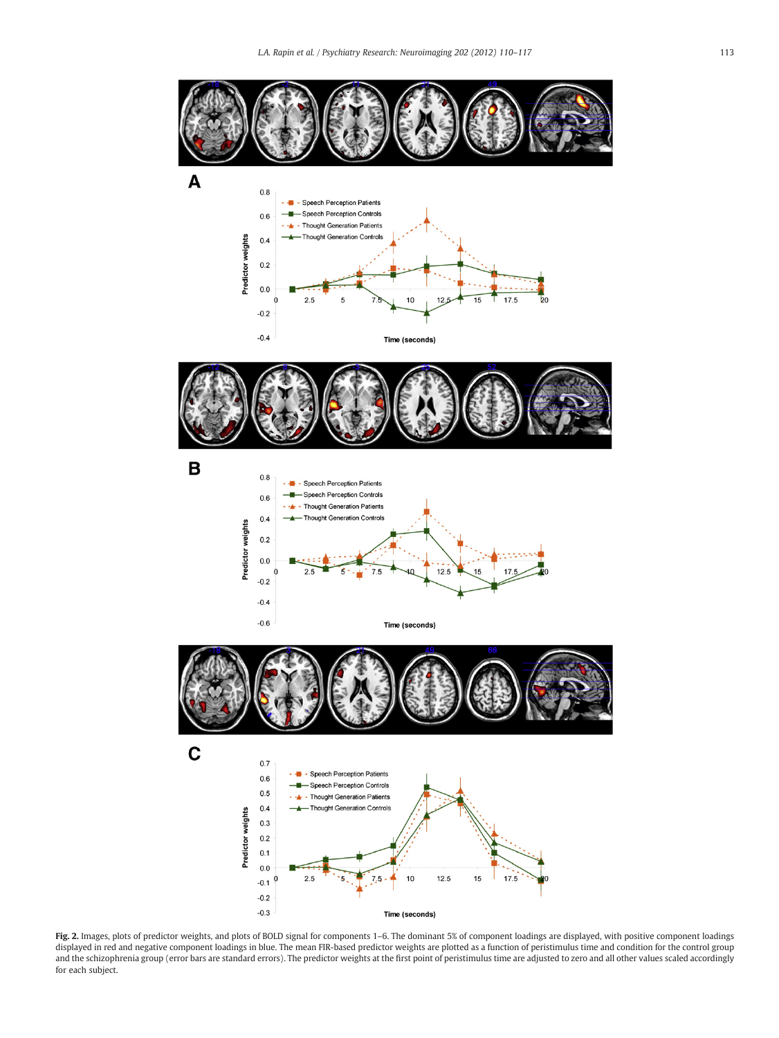**Fig. 2.** Images, plots of predictor weights, and plots of BOLD signal for components 1–6. The dominant 5% of component loadings are displayed, with positive component loadings displayed in red and negative component loadings in blue. The mean FIR-based predictor weights are plotted as a function of peristimulus time and condition for the control group and the schizophrenia group (error bars are standard errors). The predictor weights at the first point of peristimulus time are adjusted to zero and all other values scaled accordingly for each subject.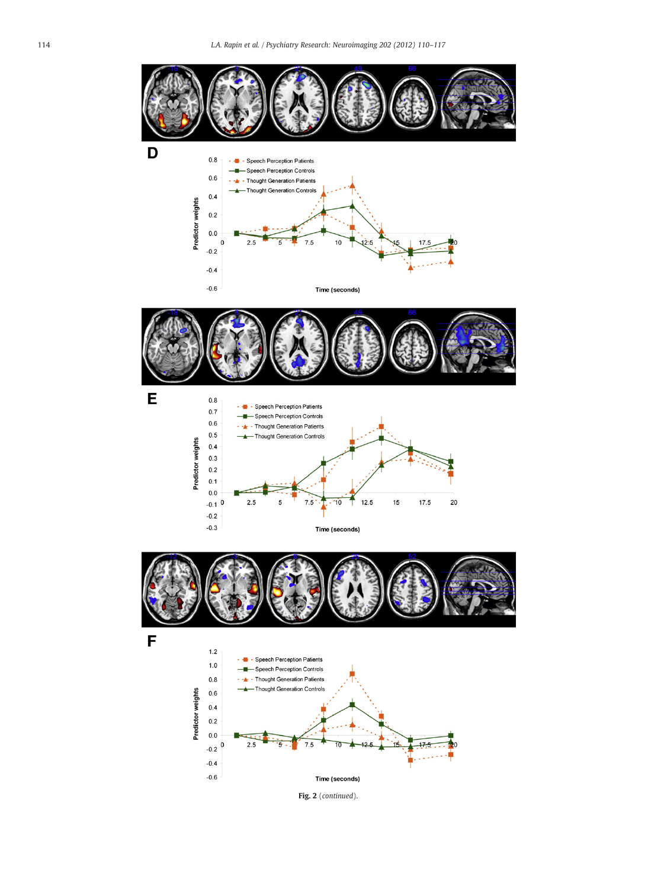**D**

**E**

**F**

**Fig. 2** (*continued*).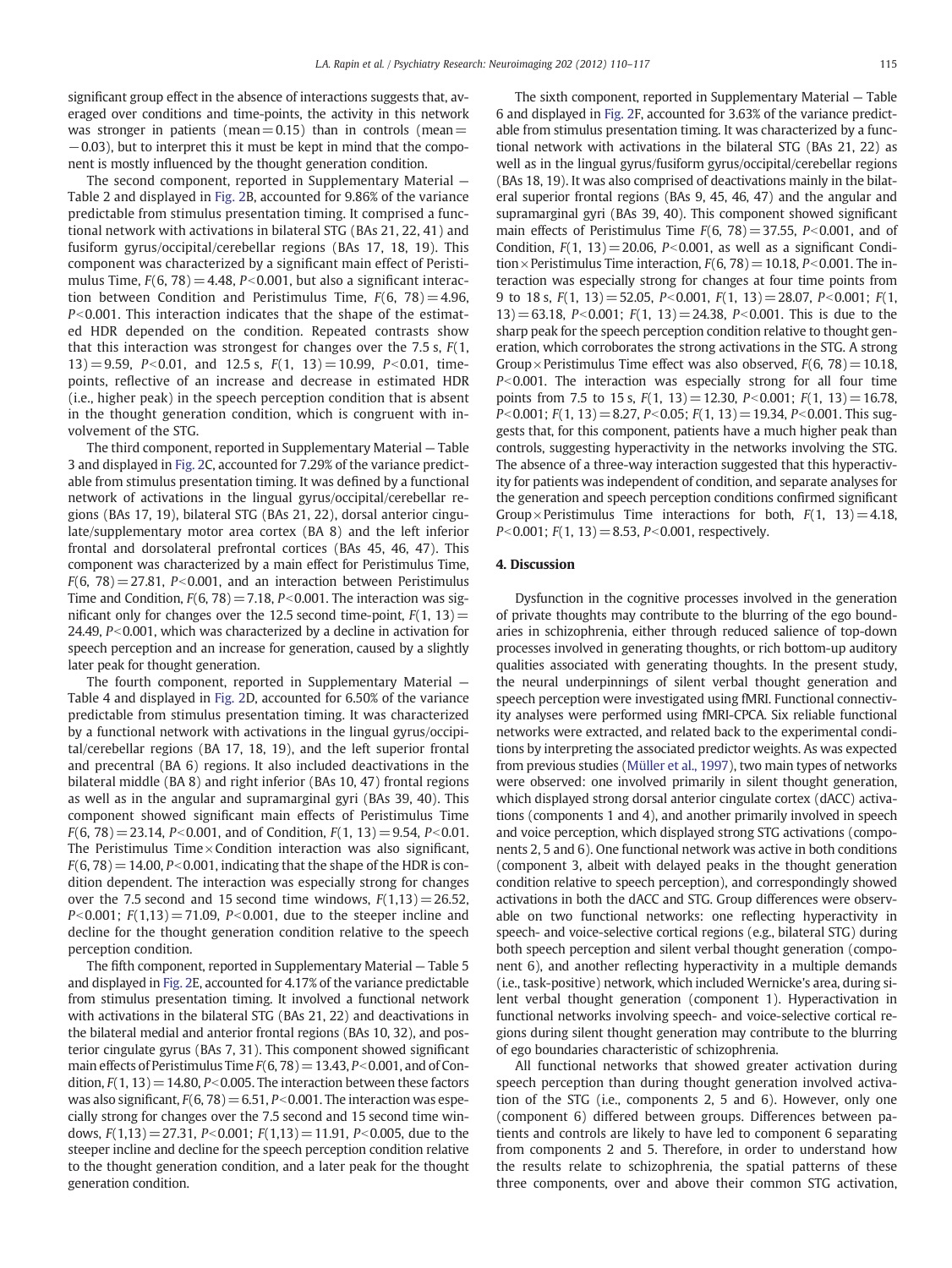significant group effect in the absence of interactions suggests that, averaged over conditions and time-points, the activity in this network was stronger in patients (mean = 0.15) than in controls (mean = −0.03), but to interpret this it must be kept in mind that the component is mostly influenced by the thought generation condition.

The second component, reported in Supplementary Material — Table 2 and displayed in Fig. 2B, accounted for 9.86% of the variance predictable from stimulus presentation timing. It comprised a functional network with activations in bilateral STG (BAs 21, 22, 41) and fusiform gyrus/occipital/cerebellar regions (BAs 17, 18, 19). This component was characterized by a significant main effect of Peristimulus Time, $F(6, 78) = 4.48$, $P < 0.001$, but also a significant interaction between Condition and Peristimulus Time, $F(6, 78) = 4.96$, $P < 0.001$. This interaction indicates that the shape of the estimated HDR depended on the condition. Repeated contrasts show that this interaction was strongest for changes over the 7.5 s, $F(1, 13) = 9.59$, $P < 0.01$, and 12.5 s, $F(1, 13) = 10.99$, $P < 0.01$, time-points, reflective of an increase and decrease in estimated HDR (i.e., higher peak) in the speech perception condition that is absent in the thought generation condition, which is congruent with involvement of the STG.

The third component, reported in Supplementary Material — Table 3 and displayed in Fig. 2C, accounted for 7.29% of the variance predictable from stimulus presentation timing. It was defined by a functional network of activations in the lingual gyrus/occipital/cerebellar regions (BAs 17, 19), bilateral STG (BAs 21, 22), dorsal anterior cingulate/supplementary motor area cortex (BA 8) and the left inferior frontal and dorsolateral prefrontal cortices (BAs 45, 46, 47). This component was characterized by a main effect for Peristimulus Time, $F(6, 78) = 27.81$, $P < 0.001$, and an interaction between Peristimulus Time and Condition, $F(6, 78) = 7.18$, $P < 0.001$. The interaction was significant only for changes over the 12.5 second time-point, $F(1, 13) = 24.49$, $P < 0.001$, which was characterized by a decline in activation for speech perception and an increase for generation, caused by a slightly later peak for thought generation.

The fourth component, reported in Supplementary Material — Table 4 and displayed in Fig. 2D, accounted for 6.50% of the variance predictable from stimulus presentation timing. It was characterized by a functional network with activations in the lingual gyrus/occipital/cerebellar regions (BA 17, 18, 19), and the left superior frontal and precentral (BA 6) regions. It also included deactivations in the bilateral middle (BA 8) and right inferior (BAs 10, 47) frontal regions as well as in the angular and supramarginal gyri (BAs 39, 40). This component showed significant main effects of Peristimulus Time $F(6, 78) = 23.14$, $P < 0.001$, and of Condition, $F(1, 13) = 9.54$, $P < 0.01$. The Peristimulus Time × Condition interaction was also significant, $F(6, 78) = 14.00$, $P < 0.001$, indicating that the shape of the HDR is condition dependent. The interaction was especially strong for changes over the 7.5 second and 15 second time windows, $F(1,13) = 26.52$, $P < 0.001$; $F(1,13) = 71.09$, $P < 0.001$, due to the steeper incline and decline for the thought generation condition relative to the speech perception condition.

The fifth component, reported in Supplementary Material — Table 5 and displayed in Fig. 2E, accounted for 4.17% of the variance predictable from stimulus presentation timing. It involved a functional network with activations in the bilateral STG (BAs 21, 22) and deactivations in the bilateral medial and anterior frontal regions (BAs 10, 32), and posterior cingulate gyrus (BAs 7, 31). This component showed significant main effects of Peristimulus Time $F(6, 78) = 13.43$, $P < 0.001$, and of Condition, $F(1, 13) = 14.80$, $P < 0.005$. The interaction between these factors was also significant, $F(6, 78) = 6.51$, $P < 0.001$. The interaction was especially strong for changes over the 7.5 second and 15 second time windows, $F(1,13) = 27.31$, $P < 0.001$; $F(1,13) = 11.91$, $P < 0.005$, due to the steeper incline and decline for the speech perception condition relative to the thought generation condition, and a later peak for the thought generation condition.

The sixth component, reported in Supplementary Material — Table 6 and displayed in Fig. 2F, accounted for 3.63% of the variance predictable from stimulus presentation timing. It was characterized by a functional network with activations in the bilateral STG (BAs 21, 22) as well as in the lingual gyrus/fusiform gyrus/occipital/cerebellar regions (BAs 18, 19). It was also comprised of deactivations mainly in the bilateral superior frontal regions (BAs 9, 45, 46, 47) and the angular and supramarginal gyri (BAs 39, 40). This component showed significant main effects of Peristimulus Time $F(6, 78) = 37.55$, $P < 0.001$, and of Condition, $F(1, 13) = 20.06$, $P < 0.001$, as well as a significant Condition × Peristimulus Time interaction, $F(6, 78) = 10.18$, $P < 0.001$. The interaction was especially strong for changes at four time points from 9 to 18 s, $F(1, 13) = 52.05$, $P < 0.001$, $F(1, 13) = 28.07$, $P < 0.001$; $F(1, 13) = 63.18$, $P < 0.001$; $F(1, 13) = 24.38$, $P < 0.001$. This is due to the sharp peak for the speech perception condition relative to thought generation, which corroborates the strong activations in the STG. A strong Group × Peristimulus Time effect was also observed, $F(6, 78) = 10.18$, $P < 0.001$. The interaction was especially strong for all four time points from 7.5 to 15 s, $F(1, 13) = 12.30$, $P < 0.001$; $F(1, 13) = 16.78$, $P < 0.001$; $F(1, 13) = 8.27$, $P < 0.05$; $F(1, 13) = 19.34$, $P < 0.001$. This suggests that, for this component, patients have a much higher peak than controls, suggesting hyperactivity in the networks involving the STG. The absence of a three-way interaction suggested that this hyperactivity for patients was independent of condition, and separate analyses for the generation and speech perception conditions confirmed significant Group × Peristimulus Time interactions for both, $F(1, 13) = 4.18$, $P < 0.001$; $F(1, 13) = 8.53$, $P < 0.001$, respectively.

## 4. Discussion

Dysfunction in the cognitive processes involved in the generation of private thoughts may contribute to the blurring of the ego boundaries in schizophrenia, either through reduced salience of top-down processes involved in generating thoughts, or rich bottom-up auditory qualities associated with generating thoughts. In the present study, the neural underpinnings of silent verbal thought generation and speech perception were investigated using fMRI. Functional connectivity analyses were performed using fMRI-CPCA. Six reliable functional networks were extracted, and related back to the experimental conditions by interpreting the associated predictor weights. As was expected from previous studies (Müller et al., 1997), two main types of networks were observed: one involved primarily in silent thought generation, which displayed strong dorsal anterior cingulate cortex (dACC) activations (components 1 and 4), and another primarily involved in speech and voice perception, which displayed strong STG activations (components 2, 5 and 6). One functional network was active in both conditions (component 3, albeit with delayed peaks in the thought generation condition relative to speech perception), and correspondingly showed activations in both the dACC and STG. Group differences were observable on two functional networks: one reflecting hyperactivity in speech- and voice-selective cortical regions (e.g., bilateral STG) during both speech perception and silent verbal thought generation (component 6), and another reflecting hyperactivity in a multiple demands (i.e., task-positive) network, which included Wernicke's area, during silent verbal thought generation (component 1). Hyperactivation in functional networks involving speech- and voice-selective cortical regions during silent thought generation may contribute to the blurring of ego boundaries characteristic of schizophrenia.

All functional networks that showed greater activation during speech perception than during thought generation involved activation of the STG (i.e., components 2, 5 and 6). However, only one (component 6) differed between groups. Differences between patients and controls are likely to have led to component 6 separating from components 2 and 5. Therefore, in order to understand how the results relate to schizophrenia, the spatial patterns of these three components, over and above their common STG activation,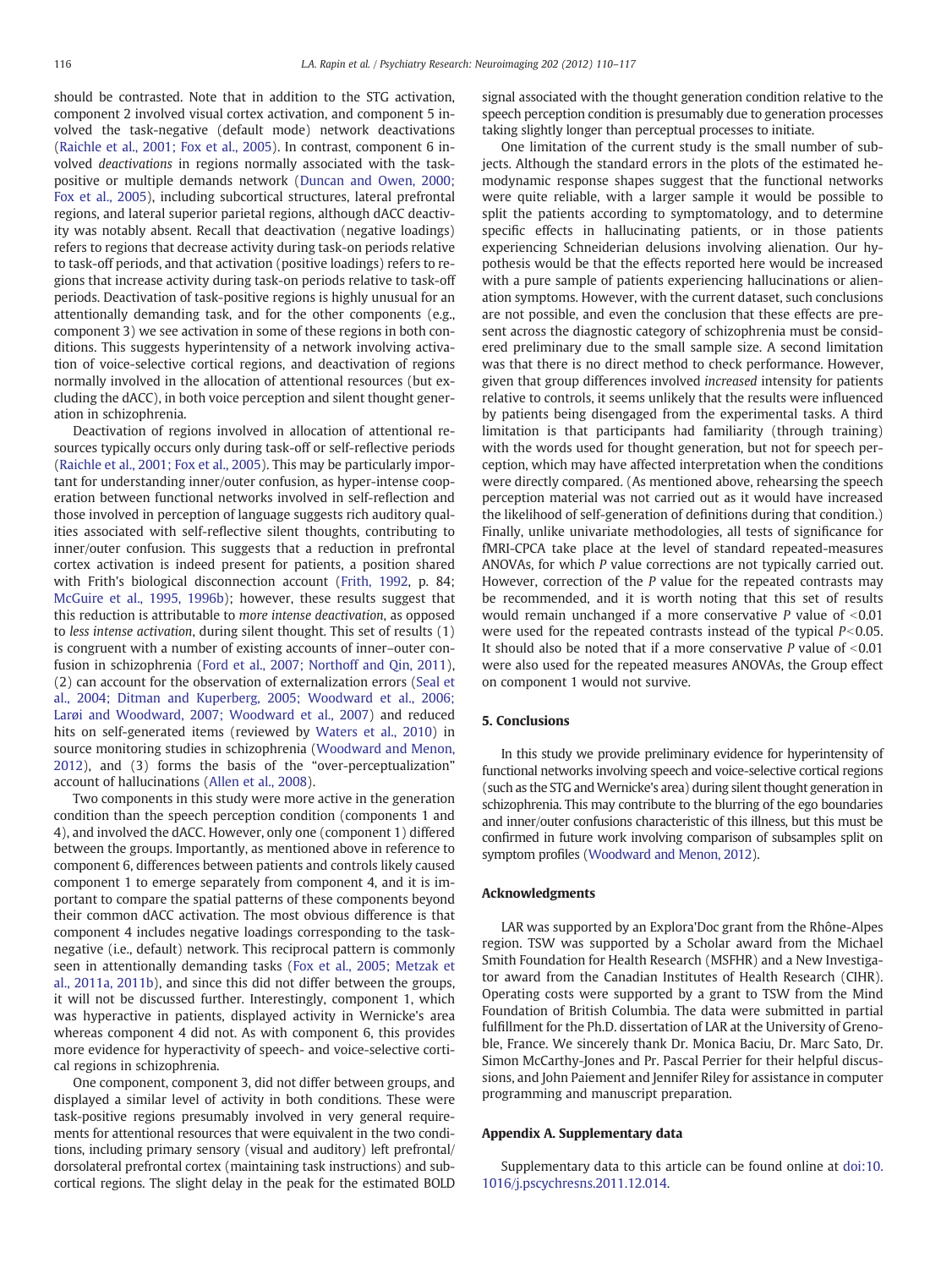should be contrasted. Note that in addition to the STG activation, component 2 involved visual cortex activation, and component 5 involved the task-negative (default mode) network deactivations (Raichle et al., 2001; Fox et al., 2005). In contrast, component 6 involved *deactivations* in regions normally associated with the task-positive or multiple demands network (Duncan and Owen, 2000; Fox et al., 2005), including subcortical structures, lateral prefrontal regions, and lateral superior parietal regions, although dACC deactivity was notably absent. Recall that deactivation (negative loadings) refers to regions that decrease activity during task-on periods relative to task-off periods, and that activation (positive loadings) refers to regions that increase activity during task-on periods relative to task-off periods. Deactivation of task-positive regions is highly unusual for an attentionally demanding task, and for the other components (e.g., component 3) we see activation in some of these regions in both conditions. This suggests hyperintensity of a network involving activation of voice-selective cortical regions, and deactivation of regions normally involved in the allocation of attentional resources (but excluding the dACC), in both voice perception and silent thought generation in schizophrenia.

Deactivation of regions involved in allocation of attentional resources typically occurs only during task-off or self-reflective periods (Raichle et al., 2001; Fox et al., 2005). This may be particularly important for understanding inner/outer confusion, as hyper-intense cooperation between functional networks involved in self-reflection and those involved in perception of language suggests rich auditory qualities associated with self-reflective silent thoughts, contributing to inner/outer confusion. This suggests that a reduction in prefrontal cortex activation is indeed present for patients, a position shared with Frith's biological disconnection account (Frith, 1992, p. 84; McGuire et al., 1995, 1996b); however, these results suggest that this reduction is attributable to *more intense deactivation*, as opposed to *less intense activation*, during silent thought. This set of results (1) is congruent with a number of existing accounts of inner–outer confusion in schizophrenia (Ford et al., 2007; Northoff and Qin, 2011), (2) can account for the observation of externalization errors (Seal et al., 2004; Ditman and Kuperberg, 2005; Woodward et al., 2006; Larøi and Woodward, 2007; Woodward et al., 2007) and reduced hits on self-generated items (reviewed by Waters et al., 2010) in source monitoring studies in schizophrenia (Woodward and Menon, 2012), and (3) forms the basis of the "over-perceptualization" account of hallucinations (Allen et al., 2008).

Two components in this study were more active in the generation condition than the speech perception condition (components 1 and 4), and involved the dACC. However, only one (component 1) differed between the groups. Importantly, as mentioned above in reference to component 6, differences between patients and controls likely caused component 1 to emerge separately from component 4, and it is important to compare the spatial patterns of these components beyond their common dACC activation. The most obvious difference is that component 4 includes negative loadings corresponding to the task-negative (i.e., default) network. This reciprocal pattern is commonly seen in attentionally demanding tasks (Fox et al., 2005; Metzak et al., 2011a, 2011b), and since this did not differ between the groups, it will not be discussed further. Interestingly, component 1, which was hyperactive in patients, displayed activity in Wernicke's area whereas component 4 did not. As with component 6, this provides more evidence for hyperactivity of speech- and voice-selective cortical regions in schizophrenia.

One component, component 3, did not differ between groups, and displayed a similar level of activity in both conditions. These were task-positive regions presumably involved in very general requirements for attentional resources that were equivalent in the two conditions, including primary sensory (visual and auditory) left prefrontal/dorsolateral prefrontal cortex (maintaining task instructions) and subcortical regions. The slight delay in the peak for the estimated BOLD signal associated with the thought generation condition relative to the speech perception condition is presumably due to generation processes taking slightly longer than perceptual processes to initiate.

One limitation of the current study is the small number of subjects. Although the standard errors in the plots of the estimated hemodynamic response shapes suggest that the functional networks were quite reliable, with a larger sample it would be possible to split the patients according to symptomatology, and to determine specific effects in hallucinating patients, or in those patients experiencing Schneiderian delusions involving alienation. Our hypothesis would be that the effects reported here would be increased with a pure sample of patients experiencing hallucinations or alienation symptoms. However, with the current dataset, such conclusions are not possible, and even the conclusion that these effects are present across the diagnostic category of schizophrenia must be considered preliminary due to the small sample size. A second limitation was that there is no direct method to check performance. However, given that group differences involved *increased* intensity for patients relative to controls, it seems unlikely that the results were influenced by patients being disengaged from the experimental tasks. A third limitation is that participants had familiarity (through training) with the words used for thought generation, but not for speech perception, which may have affected interpretation when the conditions were directly compared. (As mentioned above, rehearsing the speech perception material was not carried out as it would have increased the likelihood of self-generation of definitions during that condition.) Finally, unlike univariate methodologies, all tests of significance for fMRI-CPCA take place at the level of standard repeated-measures ANOVAs, for which *P* value corrections are not typically carried out. However, correction of the *P* value for the repeated contrasts may be recommended, and it is worth noting that this set of results would remain unchanged if a more conservative *P* value of $<0.01$ were used for the repeated contrasts instead of the typical $P<0.05$. It should also be noted that if a more conservative *P* value of $<0.01$ were also used for the repeated measures ANOVAs, the Group effect on component 1 would not survive.

## 5. Conclusions

In this study we provide preliminary evidence for hyperintensity of functional networks involving speech and voice-selective cortical regions (such as the STG and Wernicke's area) during silent thought generation in schizophrenia. This may contribute to the blurring of the ego boundaries and inner/outer confusions characteristic of this illness, but this must be confirmed in future work involving comparison of subsamples split on symptom profiles (Woodward and Menon, 2012).

## Acknowledgments

LAR was supported by an Explora'Doc grant from the Rhône-Alpes region. TSW was supported by a Scholar award from the Michael Smith Foundation for Health Research (MSFHR) and a New Investigator award from the Canadian Institutes of Health Research (CIHR). Operating costs were supported by a grant to TSW from the Mind Foundation of British Columbia. The data were submitted in partial fulfillment for the Ph.D. dissertation of LAR at the University of Grenoble, France. We sincerely thank Dr. Monica Baciu, Dr. Marc Sato, Dr. Simon McCarthy-Jones and Pr. Pascal Perrier for their helpful discussions, and John Paiement and Jennifer Riley for assistance in computer programming and manuscript preparation.

## Appendix A. Supplementary data

Supplementary data to this article can be found online at doi:10.1016/j.pscychresns.2011.12.014.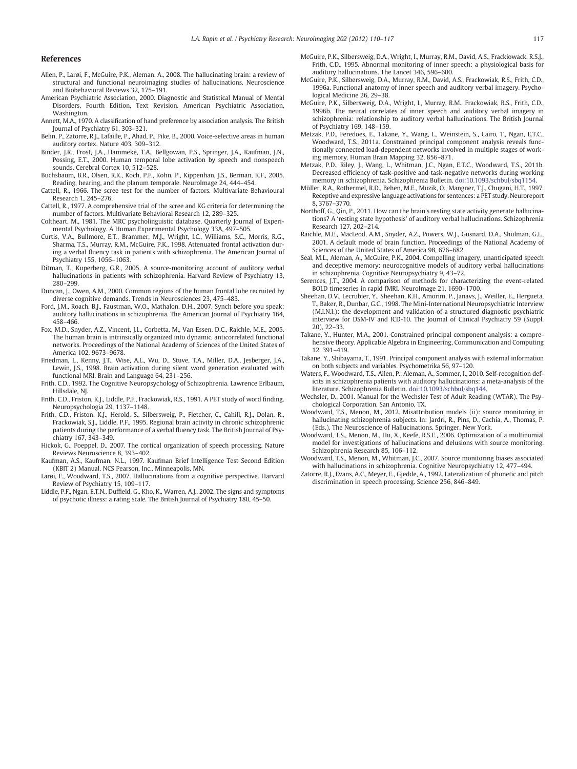## References

Allen, P., Larøi, F., McGuire, P.K., Aleman, A., 2008. The hallucinating brain: a review of structural and functional neuroimaging studies of hallucinations. Neuroscience and Biobehavioral Reviews 32, 175–191.

American Psychiatric Association, 2000. Diagnostic and Statistical Manual of Mental Disorders, Fourth Edition, Text Revision. American Psychiatric Association, Washington.

Annett, M.A., 1970. A classification of hand preference by association analysis. The British Journal of Psychiatry 61, 303–321.

Belin, P., Zatorre, R.J., Lafaille, P., Ahad, P., Pike, B., 2000. Voice-selective areas in human auditory cortex. Nature 403, 309–312.

Binder, J.R., Frost, J.A., Hammeke, T.A., Bellgowan, P.S., Springer, J.A., Kaufman, J.N., Possing, E.T., 2000. Human temporal lobe activation by speech and nonspeech sounds. Cerebral Cortex 10, 512–528.

Buchsbaum, B.R., Olsen, R.K., Koch, P.F., Kohn, P., Kippenhan, J.S., Berman, K.F., 2005. Reading, hearing, and the planum temporale. NeuroImage 24, 444–454.

Cattell, R., 1966. The scree test for the number of factors. Multivariate Behavioural Research 1, 245–276.

Cattell, R., 1977. A comprehensive trial of the scree and KG criteria for determining the number of factors. Multivariate Behavioral Research 12, 289–325.

Coltheart, M., 1981. The MRC psycholinguistic database. Quarterly Journal of Experimental Psychology. A Human Experimental Psychology 33A, 497–505.

Curtis, V.A., Bullmore, E.T., Brammer, M.J., Wright, I.C., Williams, S.C., Morris, R.G., Sharma, T.S., Murray, R.M., McGuire, P.K., 1998. Attenuated frontal activation during a verbal fluency task in patients with schizophrenia. The American Journal of Psychiatry 155, 1056–1063.

Ditman, T., Kuperberg, G.R., 2005. A source-monitoring account of auditory verbal hallucinations in patients with schizophrenia. Harvard Review of Psychiatry 13, 280–299.

Duncan, J., Owen, A.M., 2000. Common regions of the human frontal lobe recruited by diverse cognitive demands. Trends in Neurosciences 23, 475–483.

Ford, J.M., Roach, B.J., Faustman, W.O., Mathalon, D.H., 2007. Synch before you speak: auditory hallucinations in schizophrenia. The American Journal of Psychiatry 164, 458–466.

Fox, M.D., Snyder, A.Z., Vincent, J.L., Corbetta, M., Van Essen, D.C., Raichle, M.E., 2005. The human brain is intrinsically organized into dynamic, anticorrelated functional networks. Proceedings of the National Academy of Sciences of the United States of America 102, 9673–9678.

Friedman, L., Kenny, J.T., Wise, A.L., Wu, D., Stuve, T.A., Miller, D.A., Jesberger, J.A., Lewin, J.S., 1998. Brain activation during silent word generation evaluated with functional MRI. Brain and Language 64, 231–256.

Frith, C.D., 1992. The Cognitive Neuropsychology of Schizophrenia. Lawrence Erlbaum, Hillsdale, NJ.

Frith, C.D., Friston, K.J., Liddle, P.F., Frackowiak, R.S., 1991. A PET study of word finding. Neuropsychologia 29, 1137–1148.

Frith, C.D., Friston, K.J., Herold, S., Silbersweig, P., Fletcher, C., Cahill, R.J., Dolan, R., Frackowiak, S.J., Liddle, P.F., 1995. Regional brain activity in chronic schizophrenic patients during the performance of a verbal fluency task. The British Journal of Psychiatry 167, 343–349.

Hickok, G., Poeppel, D., 2007. The cortical organization of speech processing. Nature Reviews Neuroscience 8, 393–402.

Kaufman, A.S., Kaufman, N.L., 1997. Kaufman Brief Intelligence Test Second Edition (KBIT 2) Manual. NCS Pearson, Inc., Minneapolis, MN.

Larøi, F., Woodward, T.S., 2007. Hallucinations from a cognitive perspective. Harvard Review of Psychiatry 15, 109–117.

Liddle, P.F., Ngan, E.T.N., Duffield, G., Kho, K., Warren, A.J., 2002. The signs and symptoms of psychotic illness: a rating scale. The British Journal of Psychiatry 180, 45–50.

McGuire, P.K., Silbersweig, D.A., Wright, I., Murray, R.M., David, A.S., Frackiowack, R.S.J., Frith, C.D., 1995. Abnormal monitoring of inner speech: a physiological basis for auditory hallucinations. The Lancet 346, 596–600.

McGuire, P.K., Silbersweig, D.A., Murray, R.M., David, A.S., Frackowiak, R.S., Frith, C.D., 1996a. Functional anatomy of inner speech and auditory verbal imagery. Psychological Medicine 26, 29–38.

McGuire, P.K., Silbersweig, D.A., Wright, I., Murray, R.M., Frackowiak, R.S., Frith, C.D., 1996b. The neural correlates of inner speech and auditory verbal imagery in schizophrenia: relationship to auditory verbal hallucinations. The British Journal of Psychiatry 169, 148–159.

Metzak, P.D., Feredoes, E., Takane, Y., Wang, L., Weinstein, S., Cairo, T., Ngan, E.T.C., Woodward, T.S., 2011a. Constrained principal component analysis reveals functionally connected load-dependent networks involved in multiple stages of working memory. Human Brain Mapping 32, 856–871.

Metzak, P.D., Riley, J., Wang, L., Whitman, J.C., Ngan, E.T.C., Woodward, T.S., 2011b. Decreased efficiency of task-positive and task-negative networks during working memory in schizophrenia. Schizophrenia Bulletin. doi:10.1093/schbul/sbq1154.

Müller, R.A., Rothermel, R.D., Behen, M.E., Muzik, O., Mangner, T.J., Chugani, H.T., 1997. Receptive and expressive language activations for sentences: a PET study. Neuroreport 8, 3767–3770.

Northoff, G., Qin, P., 2011. How can the brain's resting state activity generate hallucinations? A 'resting state hypothesis' of auditory verbal hallucinations. Schizophrenia Research 127, 202–214.

Raichle, M.E., MacLeod, A.M., Snyder, A.Z., Powers, W.J., Gusnard, D.A., Shulman, G.L., 2001. A default mode of brain function. Proceedings of the National Academy of Sciences of the United States of America 98, 676–682.

Seal, M.L., Aleman, A., McGuire, P.K., 2004. Compelling imagery, unanticipated speech and deceptive memory: neurocognitive models of auditory verbal hallucinations in schizophrenia. Cognitive Neuropsychiatry 9, 43–72.

Serences, J.T., 2004. A comparison of methods for characterizing the event-related BOLD timeseries in rapid fMRI. NeuroImage 21, 1690–1700.

Sheehan, D.V., Lecrubier, Y., Sheehan, K.H., Amorim, P., Janavs, J., Weiller, E., Hergueta, T., Baker, R., Dunbar, G.C., 1998. The Mini-International Neuropsychiatric Interview (M.I.N.I.): the development and validation of a structured diagnostic psychiatric interview for DSM-IV and ICD-10. The Journal of Clinical Psychiatry 59 (Suppl. 20), 22–33.

Takane, Y., Hunter, M.A., 2001. Constrained principal component analysis: a comprehensive theory. Applicable Algebra in Engineering, Communication and Computing 12, 391–419.

Takane, Y., Shibayama, T., 1991. Principal component analysis with external information on both subjects and variables. Psychometrika 56, 97–120.

Waters, F., Woodward, T.S., Allen, P., Aleman, A., Sommer, I., 2010. Self-recognition deficits in schizophrenia patients with auditory hallucinations: a meta-analysis of the literature. Schizophrenia Bulletin. doi:10.1093/schbul/sbq144.

Wechsler, D., 2001. Manual for the Wechsler Test of Adult Reading (WTAR). The Psychological Corporation, San Antonio, TX.

Woodward, T.S., Menon, M., 2012. Misattribution models (ii): source monitoring in hallucinating schizophrenia subjects. In: Jardri, R., Pins, D., Cachia, A., Thomas, P. (Eds.), The Neuroscience of Hallucinations. Springer, New York.

Woodward, T.S., Menon, M., Hu, X., Keefe, R.S.E., 2006. Optimization of a multinomial model for investigations of hallucinations and delusions with source monitoring. Schizophrenia Research 85, 106–112.

Woodward, T.S., Menon, M., Whitman, J.C., 2007. Source monitoring biases associated with hallucinations in schizophrenia. Cognitive Neuropsychiatry 12, 477–494.

Zatorre, R.J., Evans, A.C., Meyer, E., Gjedde, A., 1992. Lateralization of phonetic and pitch discrimination in speech processing. Science 256, 846–849.